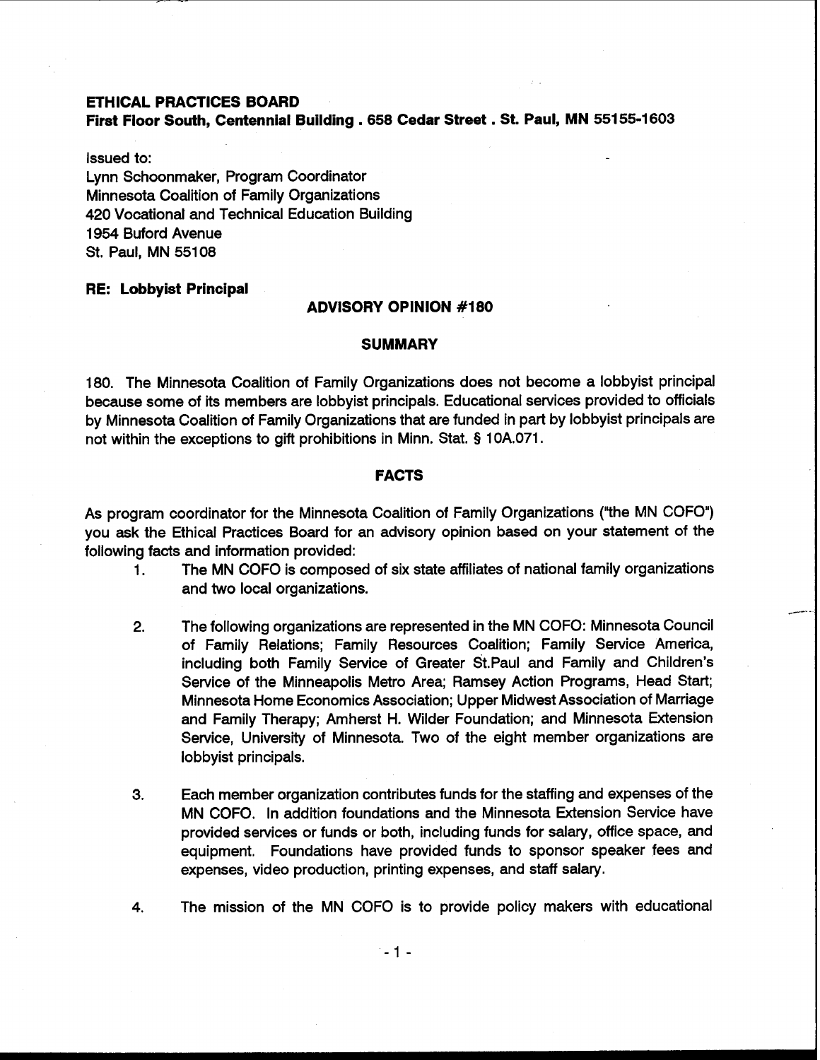**ETHICAL PRACTICES BOARD**
**First Floor South, Centennial Building . 658 Cedar Street . St. Paul, MN 55155-1603**

Issued to:
Lynn Schoonmaker, Program Coordinator
Minnesota Coalition of Family Organizations
420 Vocational and Technical Education Building
1954 Buford Avenue
St. Paul, MN 55108

**RE: Lobbyist Principal**

## ADVISORY OPINION #180

### SUMMARY

180. The Minnesota Coalition of Family Organizations does not become a lobbyist principal because some of its members are lobbyist principals. Educational services provided to officials by Minnesota Coalition of Family Organizations that are funded in part by lobbyist principals are not within the exceptions to gift prohibitions in Minn. Stat. § 10A.071.

### FACTS

As program coordinator for the Minnesota Coalition of Family Organizations ("the MN COFO") you ask the Ethical Practices Board for an advisory opinion based on your statement of the following facts and information provided:

1. The MN COFO is composed of six state affiliates of national family organizations and two local organizations.

2. The following organizations are represented in the MN COFO: Minnesota Council of Family Relations; Family Resources Coalition; Family Service America, including both Family Service of Greater St.Paul and Family and Children's Service of the Minneapolis Metro Area; Ramsey Action Programs, Head Start; Minnesota Home Economics Association; Upper Midwest Association of Marriage and Family Therapy; Amherst H. Wilder Foundation; and Minnesota Extension Service, University of Minnesota. Two of the eight member organizations are lobbyist principals.

3. Each member organization contributes funds for the staffing and expenses of the MN COFO. In addition foundations and the Minnesota Extension Service have provided services or funds or both, including funds for salary, office space, and equipment. Foundations have provided funds to sponsor speaker fees and expenses, video production, printing expenses, and staff salary.

4. The mission of the MN COFO is to provide policy makers with educational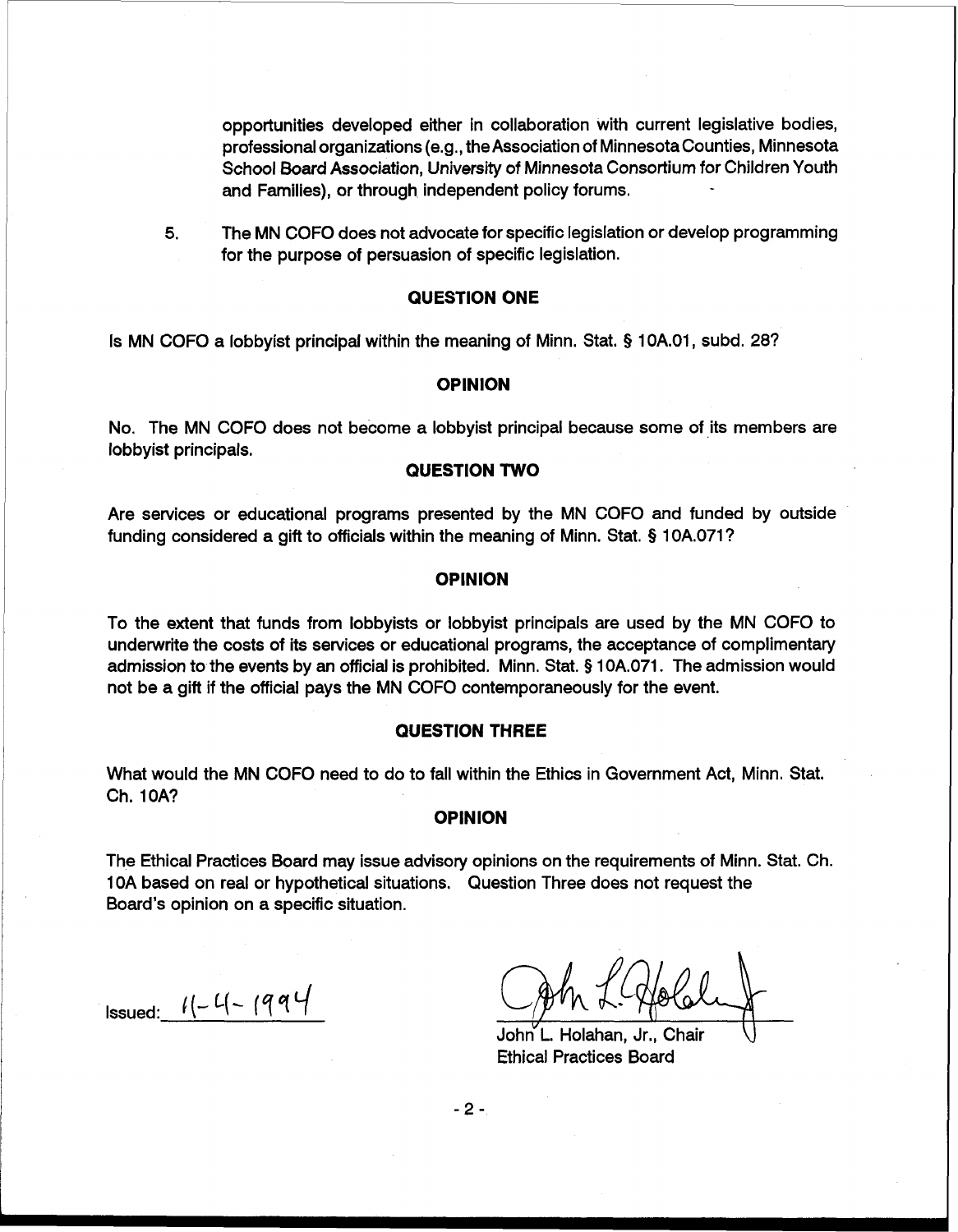opportunities developed either in collaboration with current legislative bodies, professional organizations (e.g., the Association of Minnesota Counties, Minnesota School Board Association, University of Minnesota Consortium for Children Youth and Families), or through independent policy forums.

5. The MN COFO does not advocate for specific legislation or develop programming for the purpose of persuasion of specific legislation.

## QUESTION ONE

Is MN COFO a lobbyist principal within the meaning of Minn. Stat. § 10A.01, subd. 28?

## OPINION

No. The MN COFO does not become a lobbyist principal because some of its members are lobbyist principals.

## QUESTION TWO

Are services or educational programs presented by the MN COFO and funded by outside funding considered a gift to officials within the meaning of Minn. Stat. § 10A.071?

## OPINION

To the extent that funds from lobbyists or lobbyist principals are used by the MN COFO to underwrite the costs of its services or educational programs, the acceptance of complimentary admission to the events by an official is prohibited. Minn. Stat. § 10A.071. The admission would not be a gift if the official pays the MN COFO contemporaneously for the event.

## QUESTION THREE

What would the MN COFO need to do to fall within the Ethics in Government Act, Minn. Stat. Ch. 10A?

## OPINION

The Ethical Practices Board may issue advisory opinions on the requirements of Minn. Stat. Ch. 10A based on real or hypothetical situations. Question Three does not request the Board's opinion on a specific situation.

Issued: 11-4-1994

John L. Holahan, Jr., Chair
Ethical Practices Board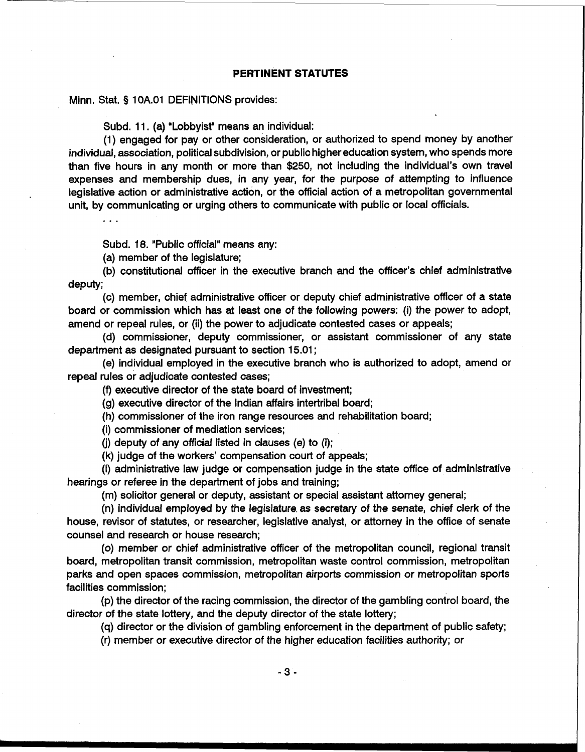## PERTINENT STATUTES

Minn. Stat. § 10A.01 DEFINITIONS provides:

Subd. 11. (a) "Lobbyist" means an individual:

(1) engaged for pay or other consideration, or authorized to spend money by another individual, association, political subdivision, or public higher education system, who spends more than five hours in any month or more than $250, not including the individual's own travel expenses and membership dues, in any year, for the purpose of attempting to influence legislative action or administrative action, or the official action of a metropolitan governmental unit, by communicating or urging others to communicate with public or local officials.

. . .

Subd. 18. "Public official" means any:

(a) member of the legislature;

(b) constitutional officer in the executive branch and the officer's chief administrative deputy;

(c) member, chief administrative officer or deputy chief administrative officer of a state board or commission which has at least one of the following powers: (i) the power to adopt, amend or repeal rules, or (ii) the power to adjudicate contested cases or appeals;

(d) commissioner, deputy commissioner, or assistant commissioner of any state department as designated pursuant to section 15.01;

(e) individual employed in the executive branch who is authorized to adopt, amend or repeal rules or adjudicate contested cases;

(f) executive director of the state board of investment;

(g) executive director of the Indian affairs intertribal board;

(h) commissioner of the iron range resources and rehabilitation board;

(i) commissioner of mediation services;

(j) deputy of any official listed in clauses (e) to (i);

(k) judge of the workers' compensation court of appeals;

(l) administrative law judge or compensation judge in the state office of administrative hearings or referee in the department of jobs and training;

(m) solicitor general or deputy, assistant or special assistant attorney general;

(n) individual employed by the legislature as secretary of the senate, chief clerk of the house, revisor of statutes, or researcher, legislative analyst, or attorney in the office of senate counsel and research or house research;

(o) member or chief administrative officer of the metropolitan council, regional transit board, metropolitan transit commission, metropolitan waste control commission, metropolitan parks and open spaces commission, metropolitan airports commission or metropolitan sports facilities commission;

(p) the director of the racing commission, the director of the gambling control board, the director of the state lottery, and the deputy director of the state lottery;

(q) director or the division of gambling enforcement in the department of public safety;

(r) member or executive director of the higher education facilities authority; or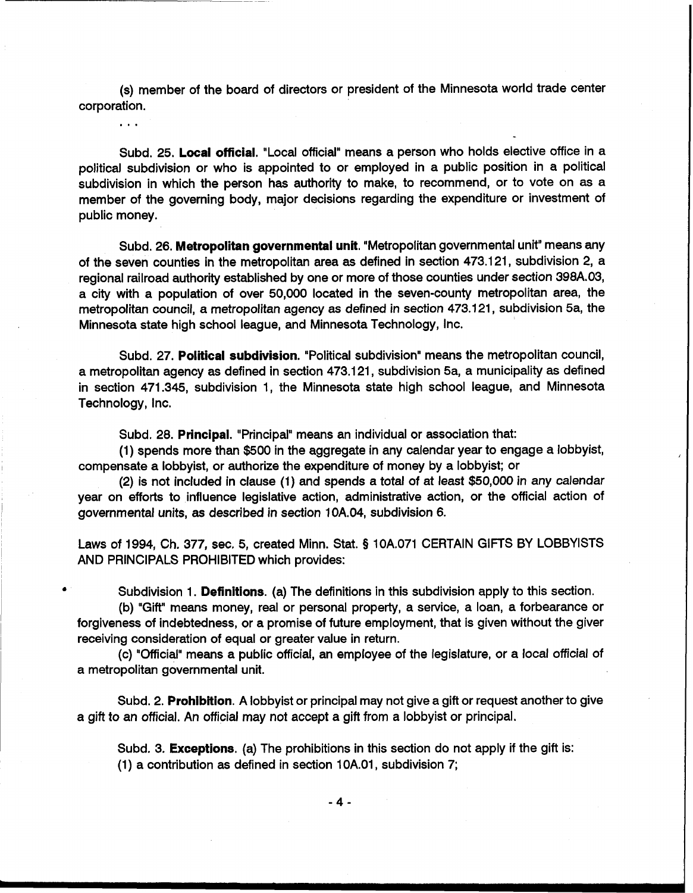(s) member of the board of directors or president of the Minnesota world trade center corporation.

. . .

Subd. 25. **Local official.** "Local official" means a person who holds elective office in a political subdivision or who is appointed to or employed in a public position in a political subdivision in which the person has authority to make, to recommend, or to vote on as a member of the governing body, major decisions regarding the expenditure or investment of public money.

Subd. 26. **Metropolitan governmental unit.** "Metropolitan governmental unit" means any of the seven counties in the metropolitan area as defined in section 473.121, subdivision 2, a regional railroad authority established by one or more of those counties under section 398A.03, a city with a population of over 50,000 located in the seven-county metropolitan area, the metropolitan council, a metropolitan agency as defined in section 473.121, subdivision 5a, the Minnesota state high school league, and Minnesota Technology, Inc.

Subd. 27. **Political subdivision.** "Political subdivision" means the metropolitan council, a metropolitan agency as defined in section 473.121, subdivision 5a, a municipality as defined in section 471.345, subdivision 1, the Minnesota state high school league, and Minnesota Technology, Inc.

Subd. 28. **Principal.** "Principal" means an individual or association that:

(1) spends more than $500 in the aggregate in any calendar year to engage a lobbyist, compensate a lobbyist, or authorize the expenditure of money by a lobbyist; or

(2) is not included in clause (1) and spends a total of at least $50,000 in any calendar year on efforts to influence legislative action, administrative action, or the official action of governmental units, as described in section 10A.04, subdivision 6.

Laws of 1994, Ch. 377, sec. 5, created Minn. Stat. § 10A.071 CERTAIN GIFTS BY LOBBYISTS AND PRINCIPALS PROHIBITED which provides:

Subdivision 1. **Definitions.** (a) The definitions in this subdivision apply to this section.

(b) "Gift" means money, real or personal property, a service, a loan, a forbearance or forgiveness of indebtedness, or a promise of future employment, that is given without the giver receiving consideration of equal or greater value in return.

(c) "Official" means a public official, an employee of the legislature, or a local official of a metropolitan governmental unit.

Subd. 2. **Prohibition.** A lobbyist or principal may not give a gift or request another to give a gift to an official. An official may not accept a gift from a lobbyist or principal.

Subd. 3. **Exceptions.** (a) The prohibitions in this section do not apply if the gift is:

(1) a contribution as defined in section 10A.01, subdivision 7;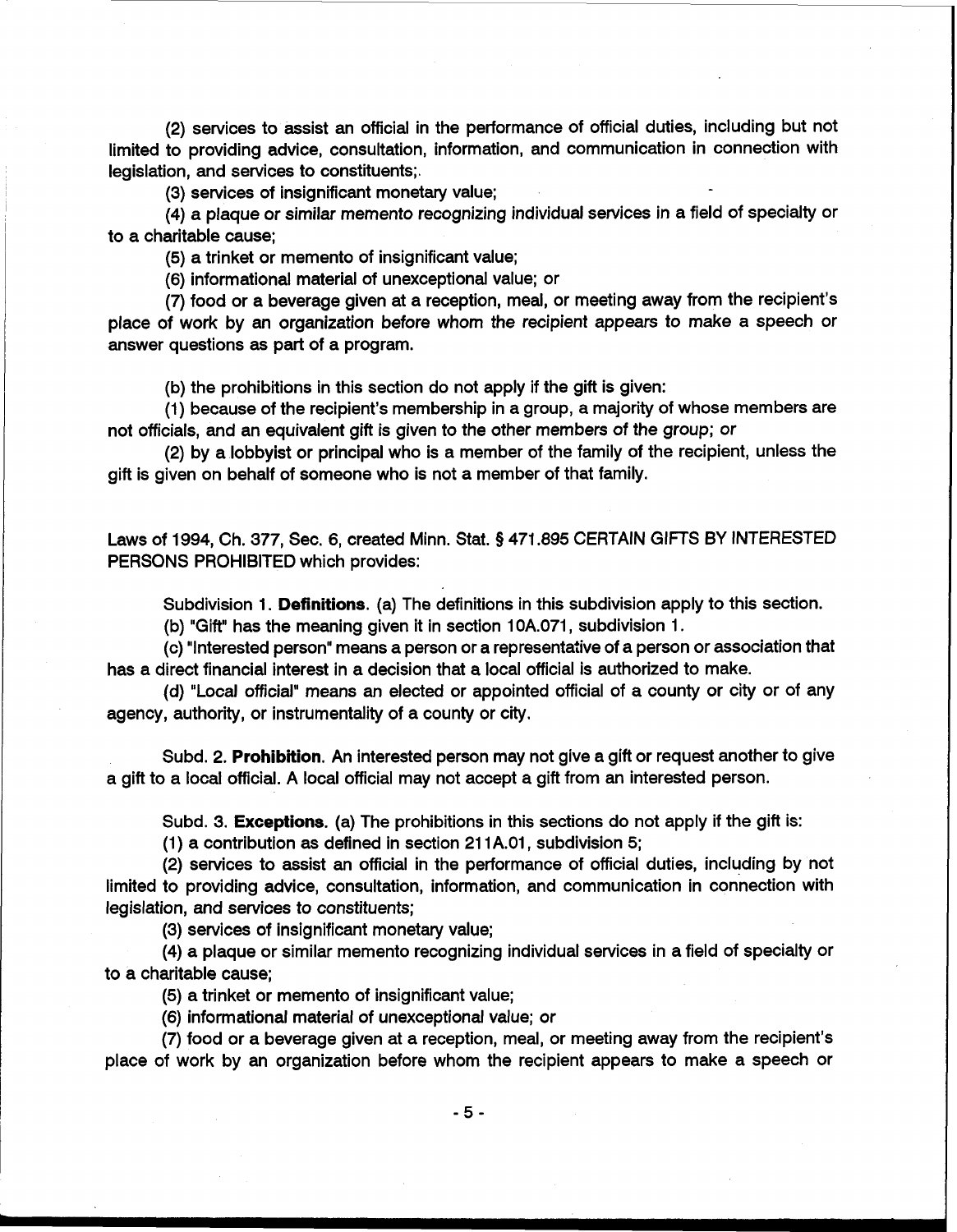(2) services to assist an official in the performance of official duties, including but not limited to providing advice, consultation, information, and communication in connection with legislation, and services to constituents;.

(3) services of insignificant monetary value;

(4) a plaque or similar memento recognizing individual services in a field of specialty or to a charitable cause;

(5) a trinket or memento of insignificant value;

(6) informational material of unexceptional value; or

(7) food or a beverage given at a reception, meal, or meeting away from the recipient's place of work by an organization before whom the recipient appears to make a speech or answer questions as part of a program.

(b) the prohibitions in this section do not apply if the gift is given:

(1) because of the recipient's membership in a group, a majority of whose members are not officials, and an equivalent gift is given to the other members of the group; or

(2) by a lobbyist or principal who is a member of the family of the recipient, unless the gift is given on behalf of someone who is not a member of that family.

Laws of 1994, Ch. 377, Sec. 6, created Minn. Stat. § 471.895 CERTAIN GIFTS BY INTERESTED PERSONS PROHIBITED which provides:

Subdivision 1. **Definitions**. (a) The definitions in this subdivision apply to this section.

(b) "Gift" has the meaning given it in section 10A.071, subdivision 1.

(c) "Interested person" means a person or a representative of a person or association that has a direct financial interest in a decision that a local official is authorized to make.

(d) "Local official" means an elected or appointed official of a county or city or of any agency, authority, or instrumentality of a county or city.

Subd. 2. **Prohibition**. An interested person may not give a gift or request another to give a gift to a local official. A local official may not accept a gift from an interested person.

Subd. 3. **Exceptions**. (a) The prohibitions in this sections do not apply if the gift is:

(1) a contribution as defined in section 211A.01, subdivision 5;

(2) services to assist an official in the performance of official duties, including by not limited to providing advice, consultation, information, and communication in connection with legislation, and services to constituents;

(3) services of insignificant monetary value;

(4) a plaque or similar memento recognizing individual services in a field of specialty or to a charitable cause;

(5) a trinket or memento of insignificant value;

(6) informational material of unexceptional value; or

(7) food or a beverage given at a reception, meal, or meeting away from the recipient's place of work by an organization before whom the recipient appears to make a speech or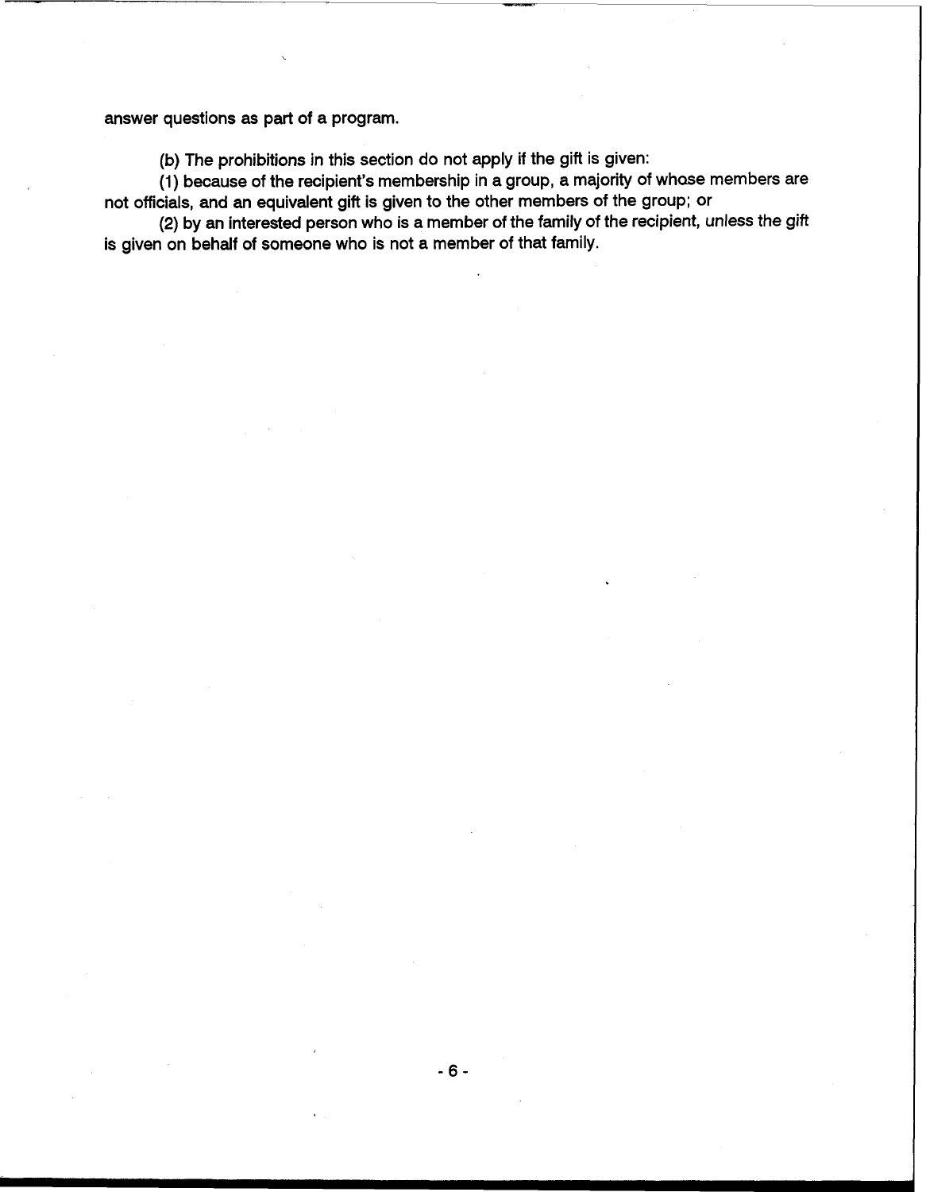answer questions as part of a program.

(b) The prohibitions in this section do not apply if the gift is given:

(1) because of the recipient's membership in a group, a majority of whose members are not officials, and an equivalent gift is given to the other members of the group; or

(2) by an interested person who is a member of the family of the recipient, unless the gift is given on behalf of someone who is not a member of that family.